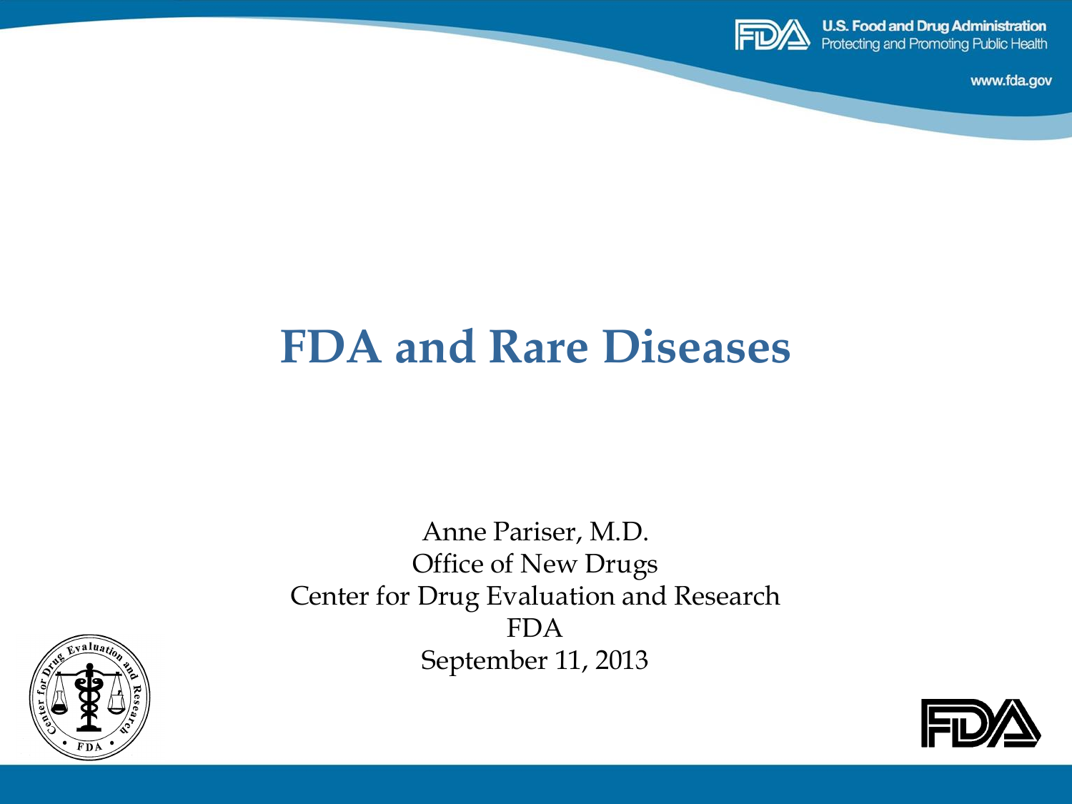# FDA and Rare Diseases

Anne Pariser, M.D.
Office of New Drugs
Center for Drug Evaluation and Research
FDA
September 11, 2013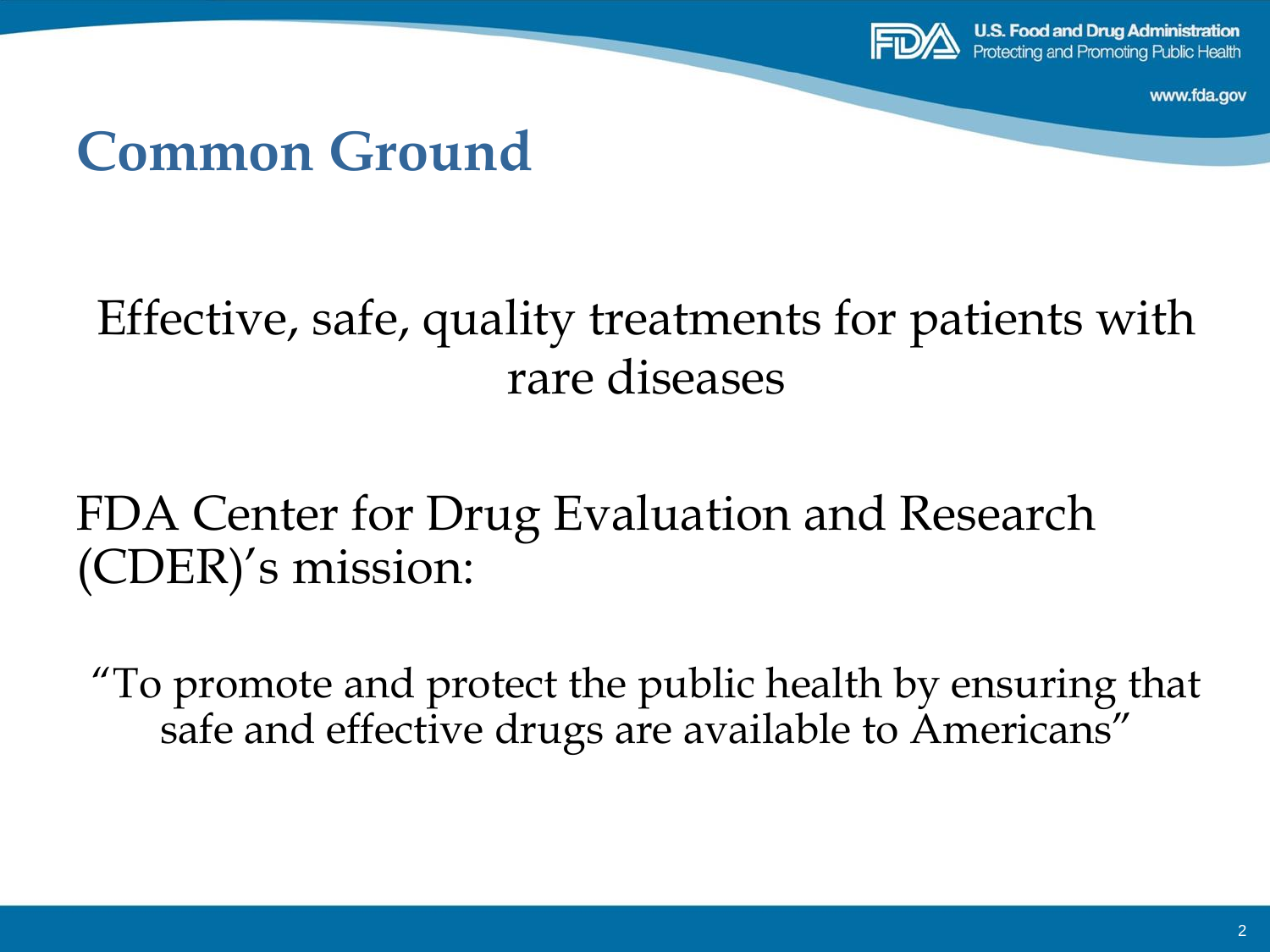# Common Ground

Effective, safe, quality treatments for patients with rare diseases

FDA Center for Drug Evaluation and Research (CDER)'s mission:

"To promote and protect the public health by ensuring that safe and effective drugs are available to Americans"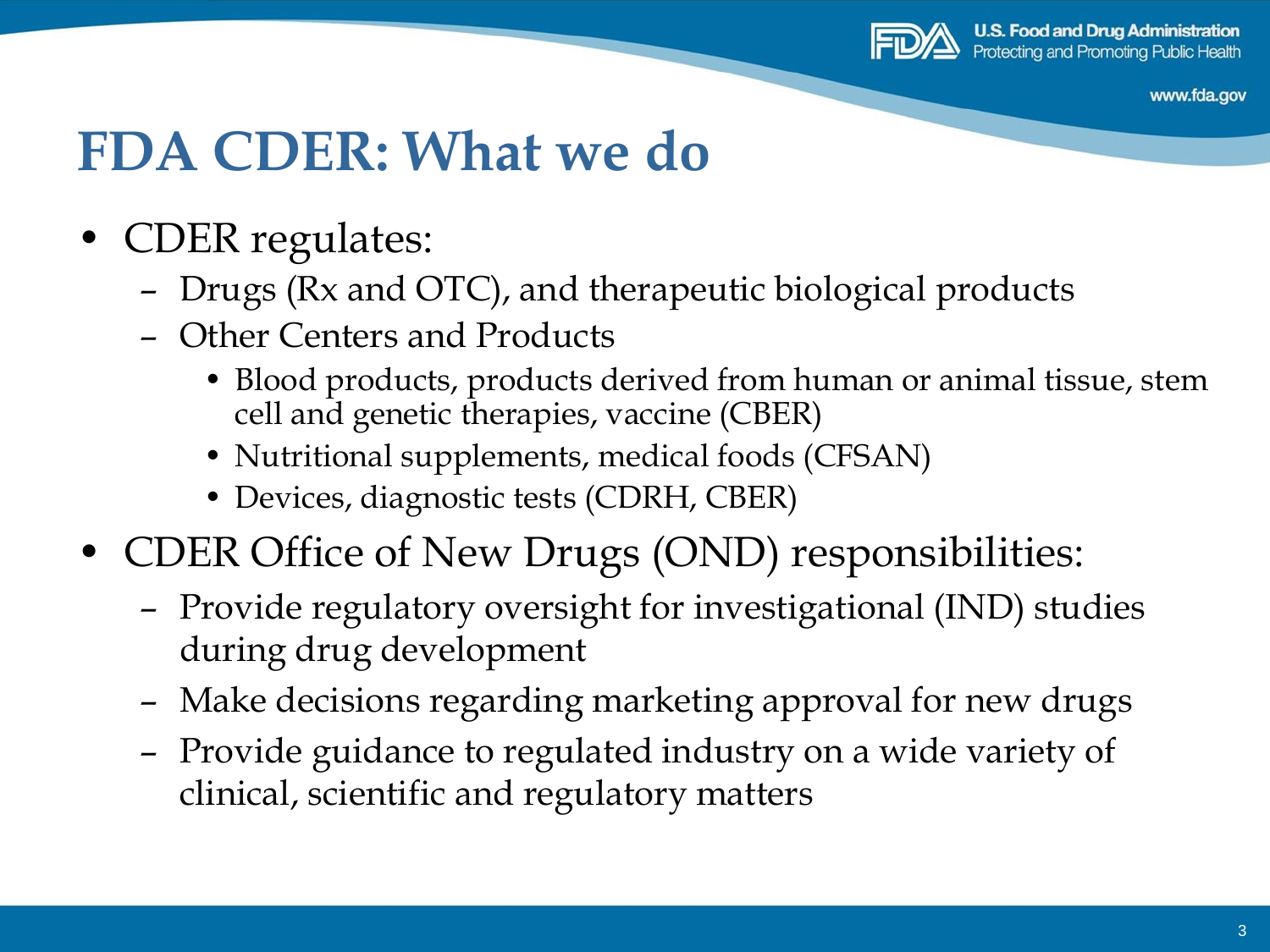# FDA CDER: What we do

- CDER regulates:
  - Drugs (Rx and OTC), and therapeutic biological products
  - Other Centers and Products
    - Blood products, products derived from human or animal tissue, stem cell and genetic therapies, vaccine (CBER)
    - Nutritional supplements, medical foods (CFSAN)
    - Devices, diagnostic tests (CDRH, CBER)
- CDER Office of New Drugs (OND) responsibilities:
  - Provide regulatory oversight for investigational (IND) studies during drug development
  - Make decisions regarding marketing approval for new drugs
  - Provide guidance to regulated industry on a wide variety of clinical, scientific and regulatory matters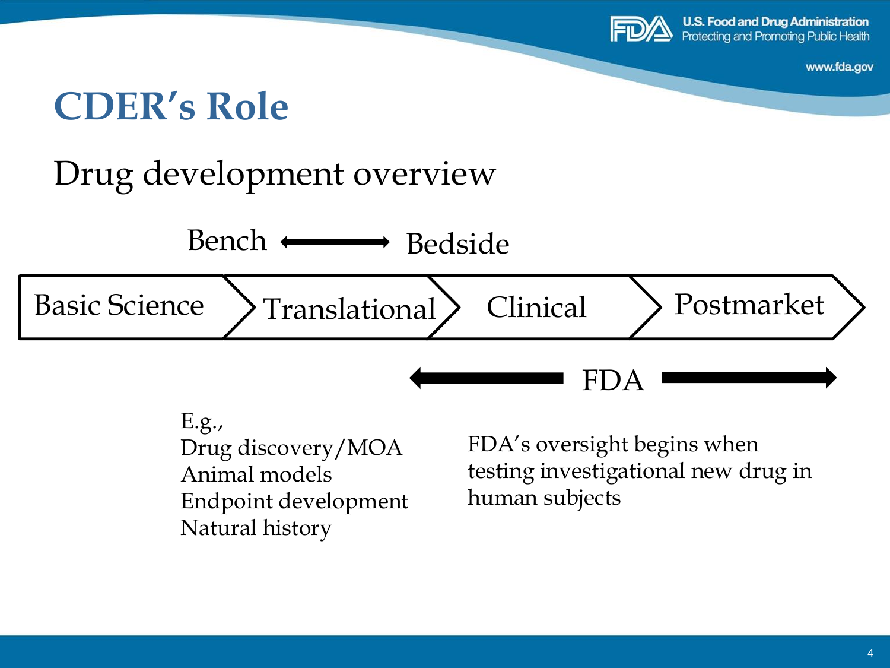# CDER's Role

## Drug development overview

Bench ⟷ Bedside

| Basic Science | Translational | Clinical | Postmarket |
|---|---|---|---|

← FDA →

E.g.,
Drug discovery/MOA
Animal models
Endpoint development
Natural history

FDA's oversight begins when testing investigational new drug in human subjects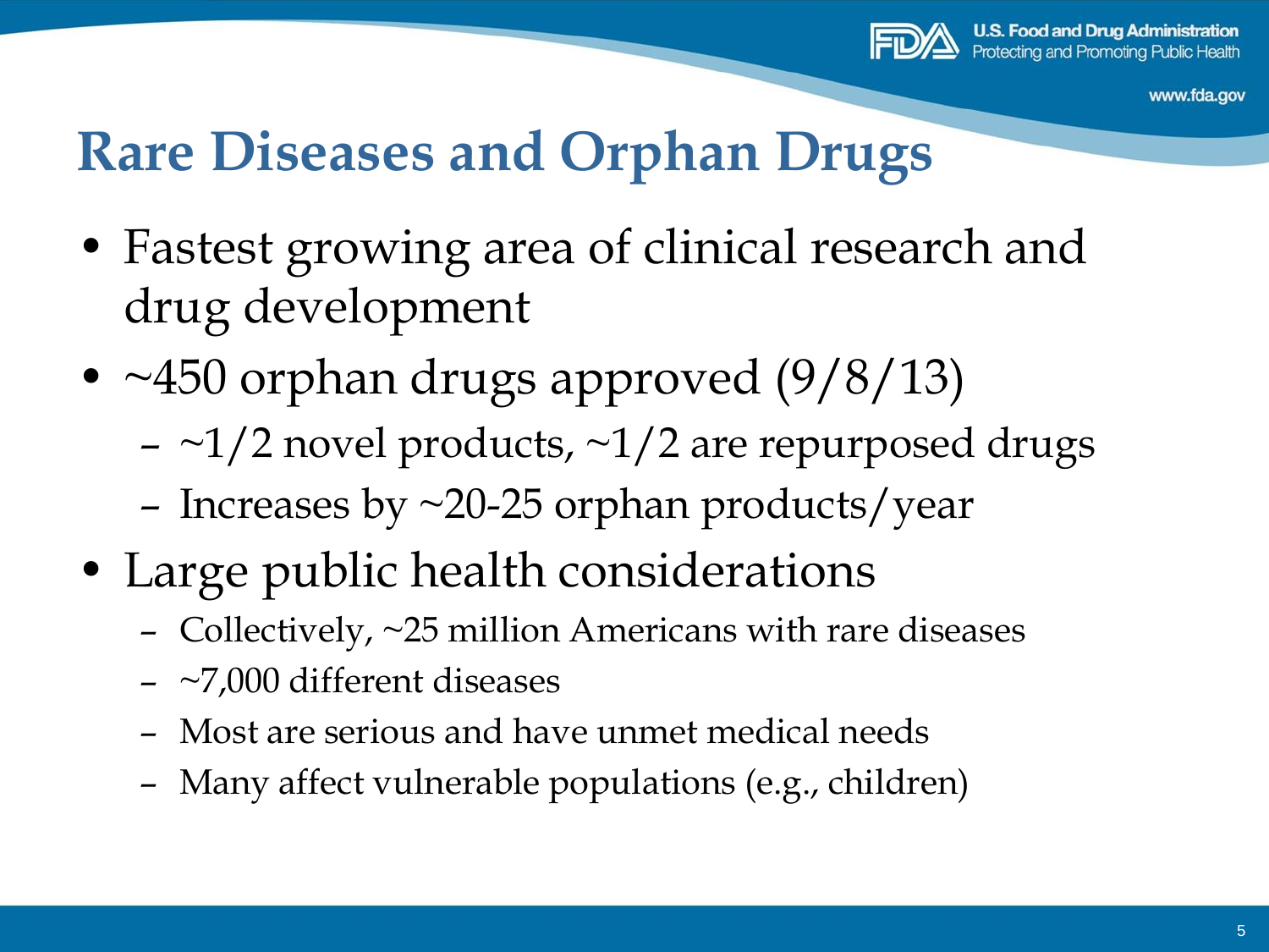# Rare Diseases and Orphan Drugs

- Fastest growing area of clinical research and drug development
- ~450 orphan drugs approved (9/8/13)
  - ~1/2 novel products, ~1/2 are repurposed drugs
  - Increases by ~20-25 orphan products/year
- Large public health considerations
  - Collectively, ~25 million Americans with rare diseases
  - ~7,000 different diseases
  - Most are serious and have unmet medical needs
  - Many affect vulnerable populations (e.g., children)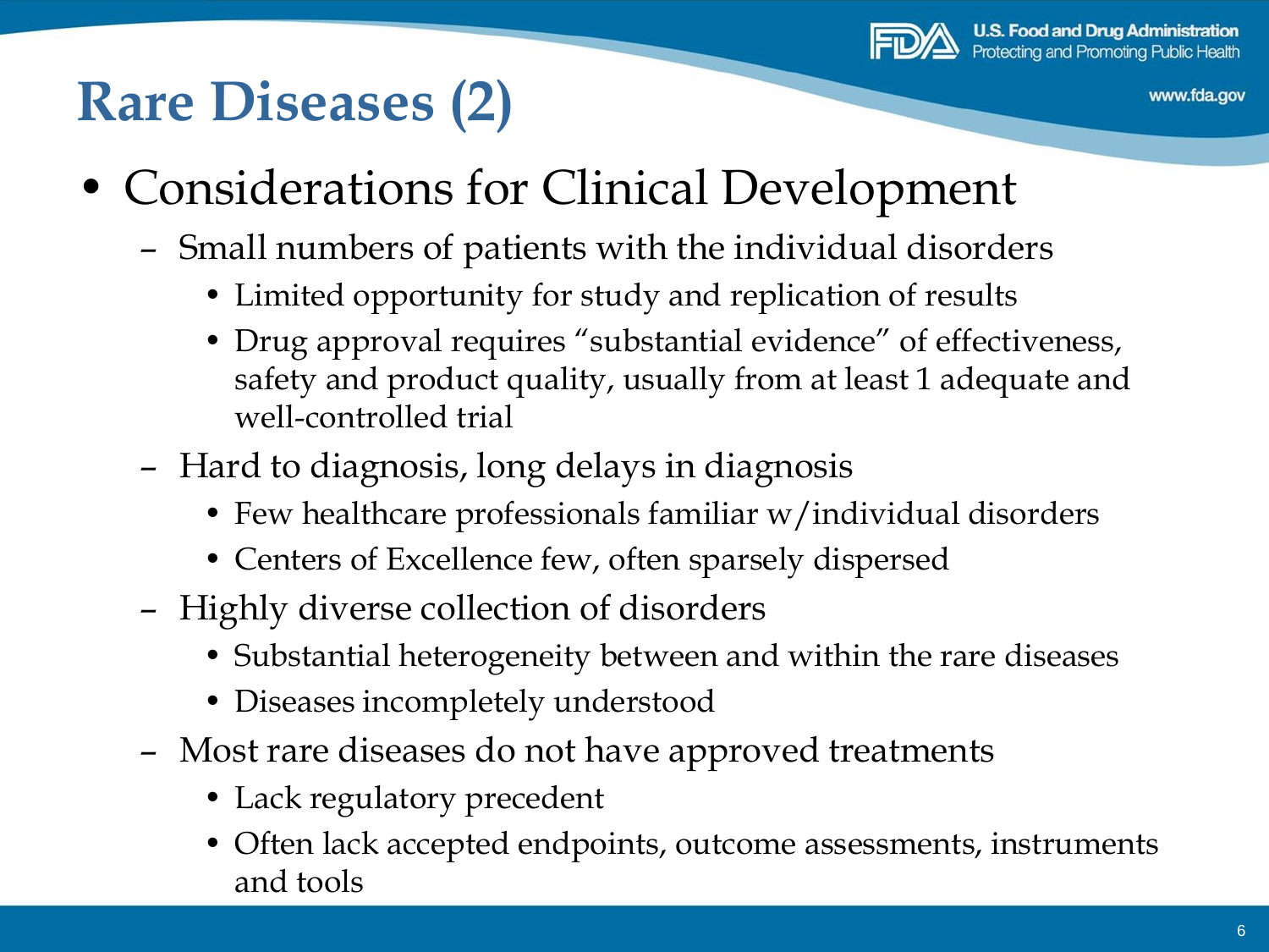# Rare Diseases (2)

- Considerations for Clinical Development
  - Small numbers of patients with the individual disorders
    - Limited opportunity for study and replication of results
    - Drug approval requires "substantial evidence" of effectiveness, safety and product quality, usually from at least 1 adequate and well-controlled trial
  - Hard to diagnosis, long delays in diagnosis
    - Few healthcare professionals familiar w/individual disorders
    - Centers of Excellence few, often sparsely dispersed
  - Highly diverse collection of disorders
    - Substantial heterogeneity between and within the rare diseases
    - Diseases incompletely understood
  - Most rare diseases do not have approved treatments
    - Lack regulatory precedent
    - Often lack accepted endpoints, outcome assessments, instruments and tools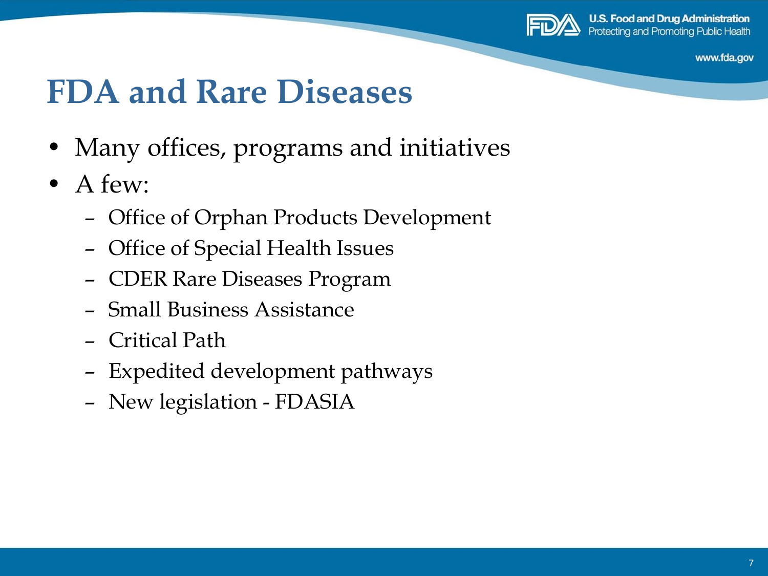# FDA and Rare Diseases

- Many offices, programs and initiatives
- A few:
  - Office of Orphan Products Development
  - Office of Special Health Issues
  - CDER Rare Diseases Program
  - Small Business Assistance
  - Critical Path
  - Expedited development pathways
  - New legislation - FDASIA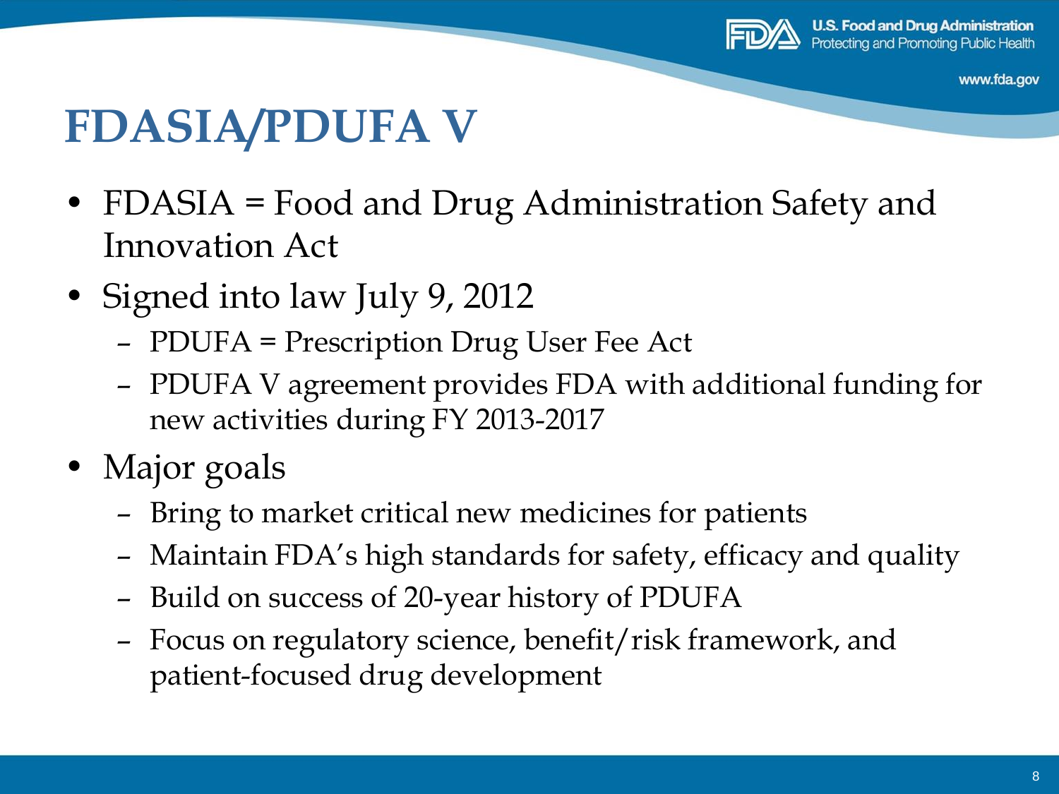# FDASIA/PDUFA V

- FDASIA = Food and Drug Administration Safety and Innovation Act
- Signed into law July 9, 2012
  - PDUFA = Prescription Drug User Fee Act
  - PDUFA V agreement provides FDA with additional funding for new activities during FY 2013-2017
- Major goals
  - Bring to market critical new medicines for patients
  - Maintain FDA's high standards for safety, efficacy and quality
  - Build on success of 20-year history of PDUFA
  - Focus on regulatory science, benefit/risk framework, and patient-focused drug development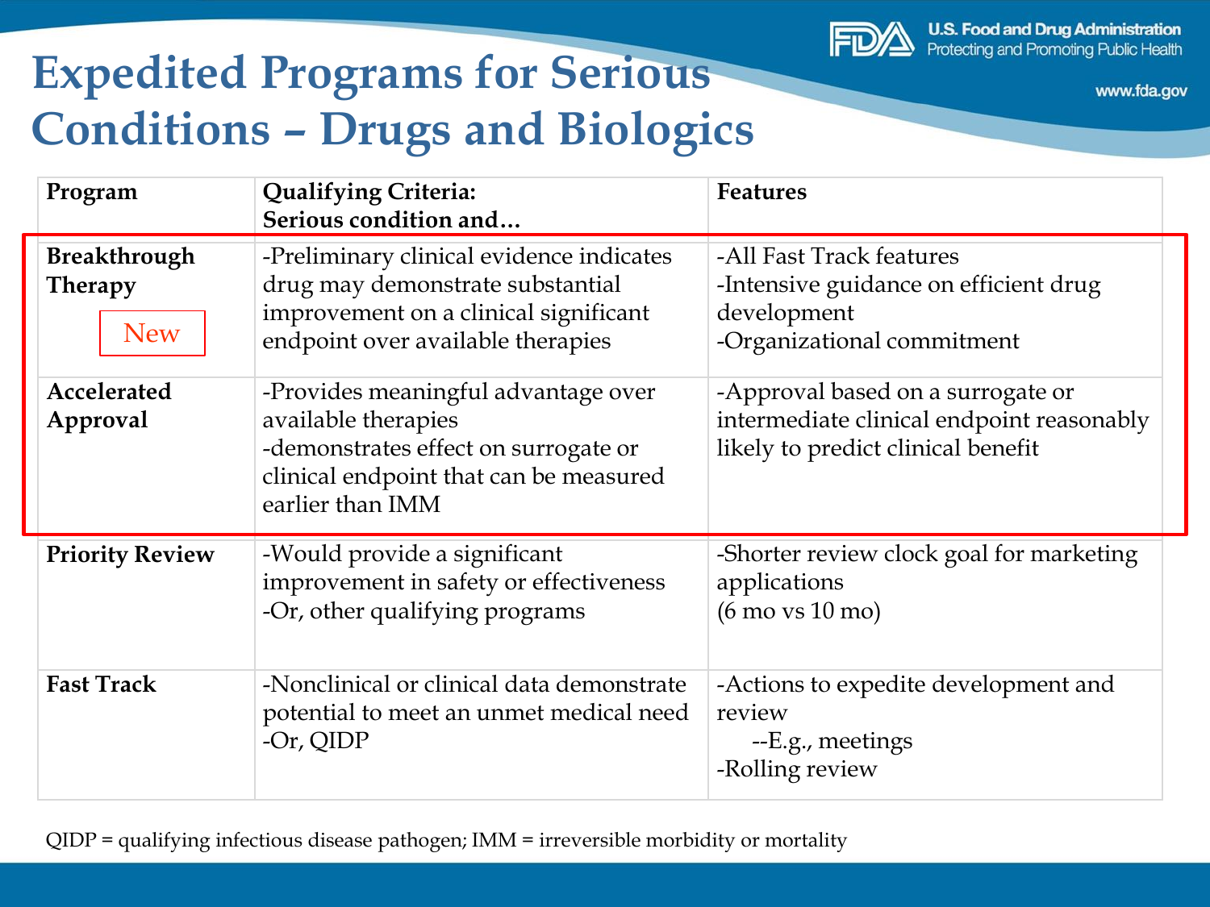# Expedited Programs for Serious Conditions – Drugs and Biologics

| Program | Qualifying Criteria: Serious condition and… | Features |
|---|---|---|
| **Breakthrough Therapy** New | -Preliminary clinical evidence indicates drug may demonstrate substantial improvement on a clinical significant endpoint over available therapies | -All Fast Track features<br>-Intensive guidance on efficient drug development<br>-Organizational commitment |
| **Accelerated Approval** | -Provides meaningful advantage over available therapies<br>-demonstrates effect on surrogate or clinical endpoint that can be measured earlier than IMM | -Approval based on a surrogate or intermediate clinical endpoint reasonably likely to predict clinical benefit |
| **Priority Review** | -Would provide a significant improvement in safety or effectiveness<br>-Or, other qualifying programs | -Shorter review clock goal for marketing applications (6 mo vs 10 mo) |
| **Fast Track** | -Nonclinical or clinical data demonstrate potential to meet an unmet medical need<br>-Or, QIDP | -Actions to expedite development and review<br>--E.g., meetings<br>-Rolling review |

QIDP = qualifying infectious disease pathogen; IMM = irreversible morbidity or mortality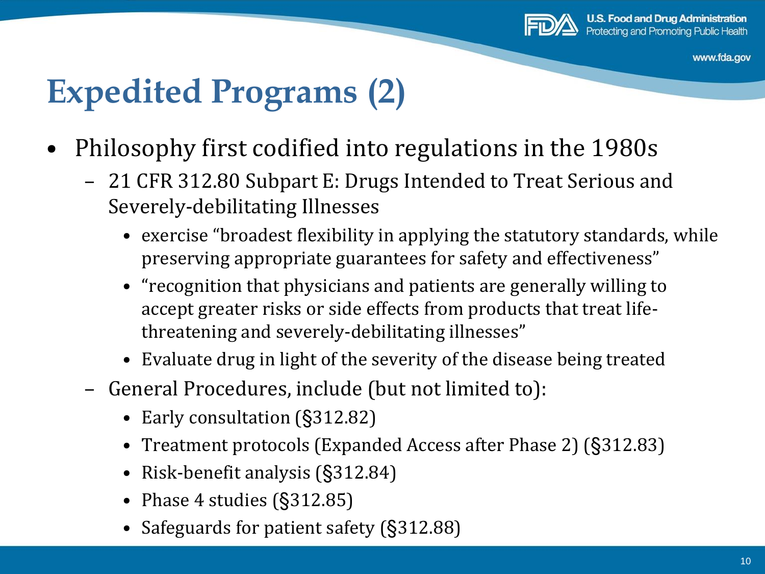# Expedited Programs (2)

- Philosophy first codified into regulations in the 1980s
  - 21 CFR 312.80 Subpart E: Drugs Intended to Treat Serious and Severely-debilitating Illnesses
    - exercise "broadest flexibility in applying the statutory standards, while preserving appropriate guarantees for safety and effectiveness"
    - "recognition that physicians and patients are generally willing to accept greater risks or side effects from products that treat life-threatening and severely-debilitating illnesses"
    - Evaluate drug in light of the severity of the disease being treated
  - General Procedures, include (but not limited to):
    - Early consultation (§312.82)
    - Treatment protocols (Expanded Access after Phase 2) (§312.83)
    - Risk-benefit analysis (§312.84)
    - Phase 4 studies (§312.85)
    - Safeguards for patient safety (§312.88)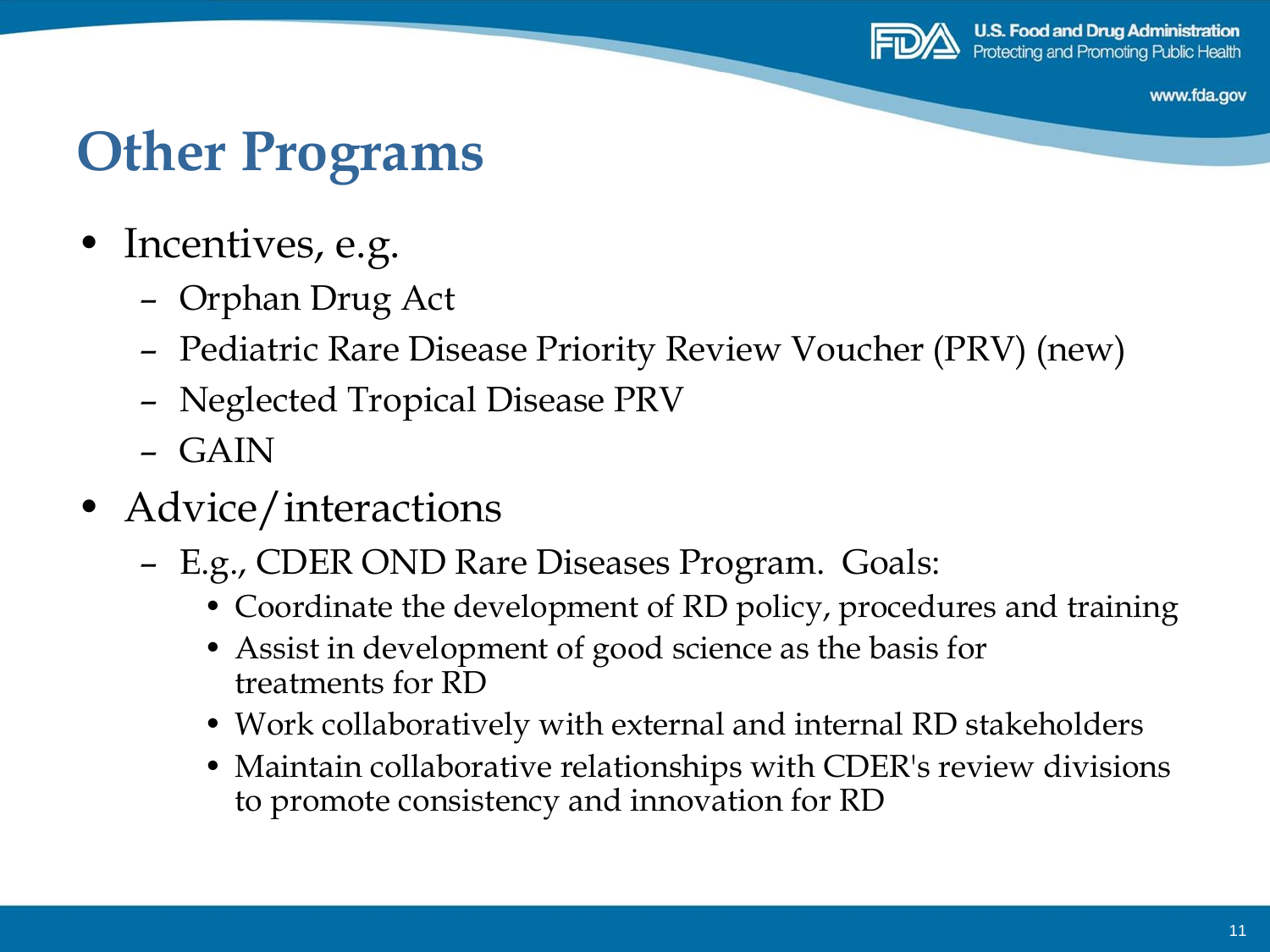# Other Programs

- Incentives, e.g.
  - Orphan Drug Act
  - Pediatric Rare Disease Priority Review Voucher (PRV) (new)
  - Neglected Tropical Disease PRV
  - GAIN
- Advice/interactions
  - E.g., CDER OND Rare Diseases Program. Goals:
    - Coordinate the development of RD policy, procedures and training
    - Assist in development of good science as the basis for treatments for RD
    - Work collaboratively with external and internal RD stakeholders
    - Maintain collaborative relationships with CDER's review divisions to promote consistency and innovation for RD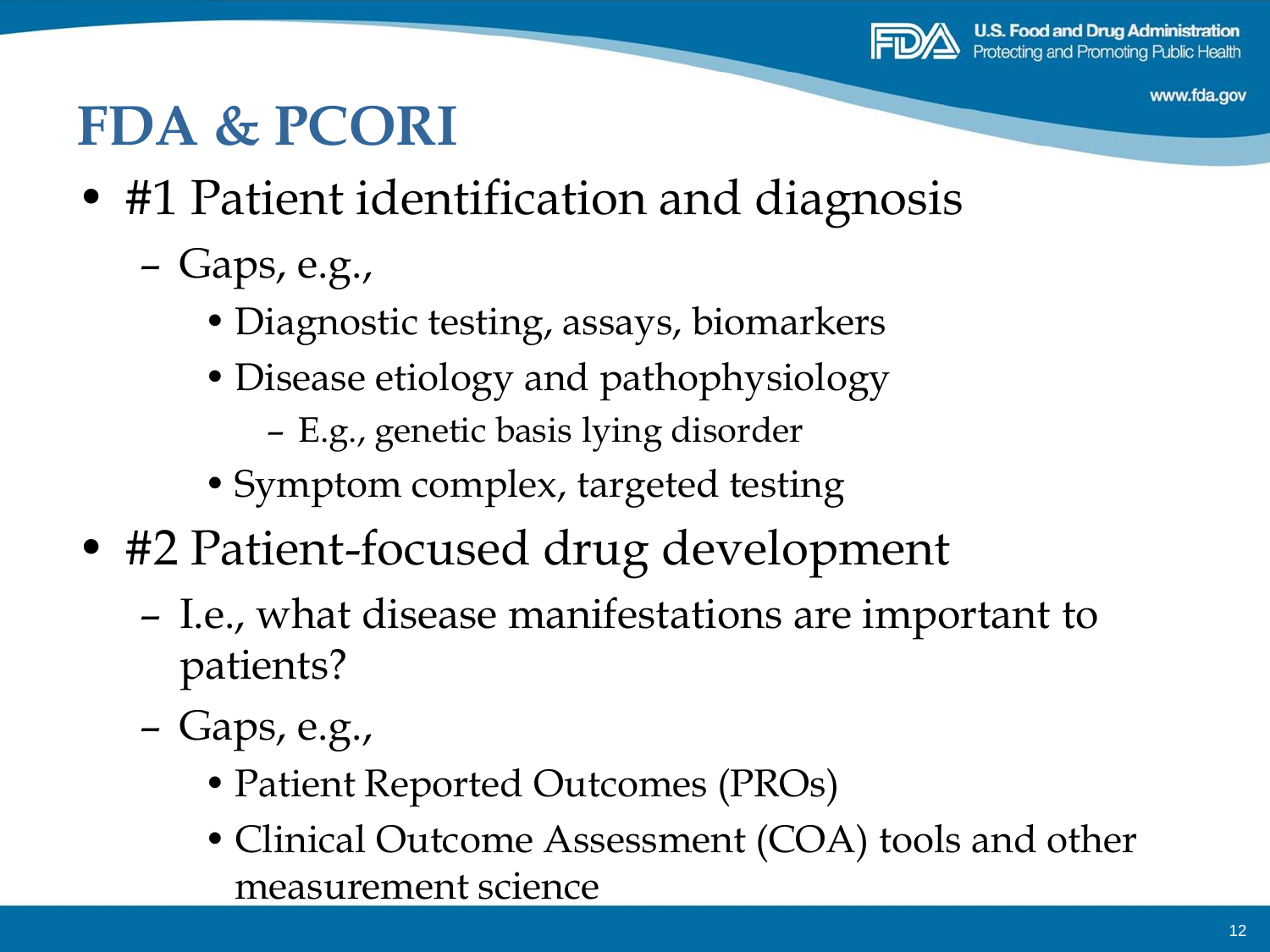# FDA & PCORI

- #1 Patient identification and diagnosis
  - Gaps, e.g.,
    - Diagnostic testing, assays, biomarkers
    - Disease etiology and pathophysiology
      - E.g., genetic basis lying disorder
    - Symptom complex, targeted testing
- #2 Patient-focused drug development
  - I.e., what disease manifestations are important to patients?
  - Gaps, e.g.,
    - Patient Reported Outcomes (PROs)
    - Clinical Outcome Assessment (COA) tools and other measurement science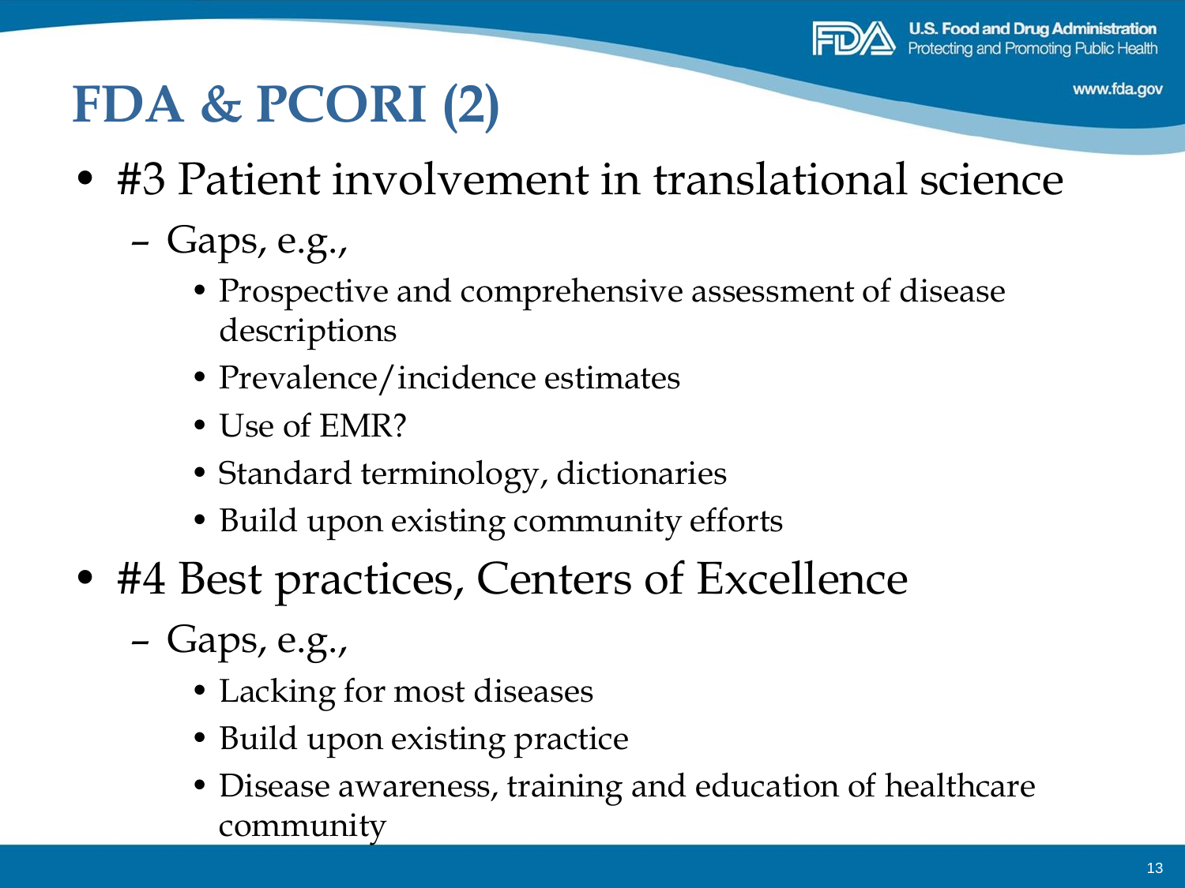# FDA & PCORI (2)

- #3 Patient involvement in translational science
  - Gaps, e.g.,
    - Prospective and comprehensive assessment of disease descriptions
    - Prevalence/incidence estimates
    - Use of EMR?
    - Standard terminology, dictionaries
    - Build upon existing community efforts
- #4 Best practices, Centers of Excellence
  - Gaps, e.g.,
    - Lacking for most diseases
    - Build upon existing practice
    - Disease awareness, training and education of healthcare community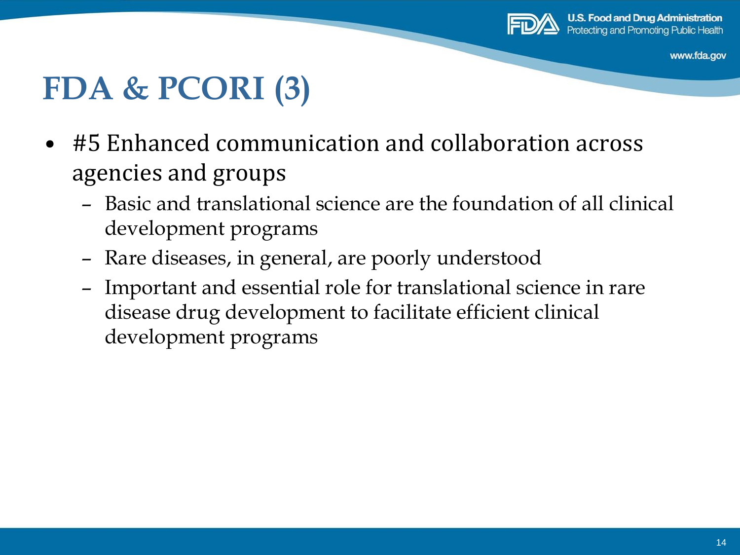# FDA & PCORI (3)

- #5 Enhanced communication and collaboration across agencies and groups
  - Basic and translational science are the foundation of all clinical development programs
  - Rare diseases, in general, are poorly understood
  - Important and essential role for translational science in rare disease drug development to facilitate efficient clinical development programs